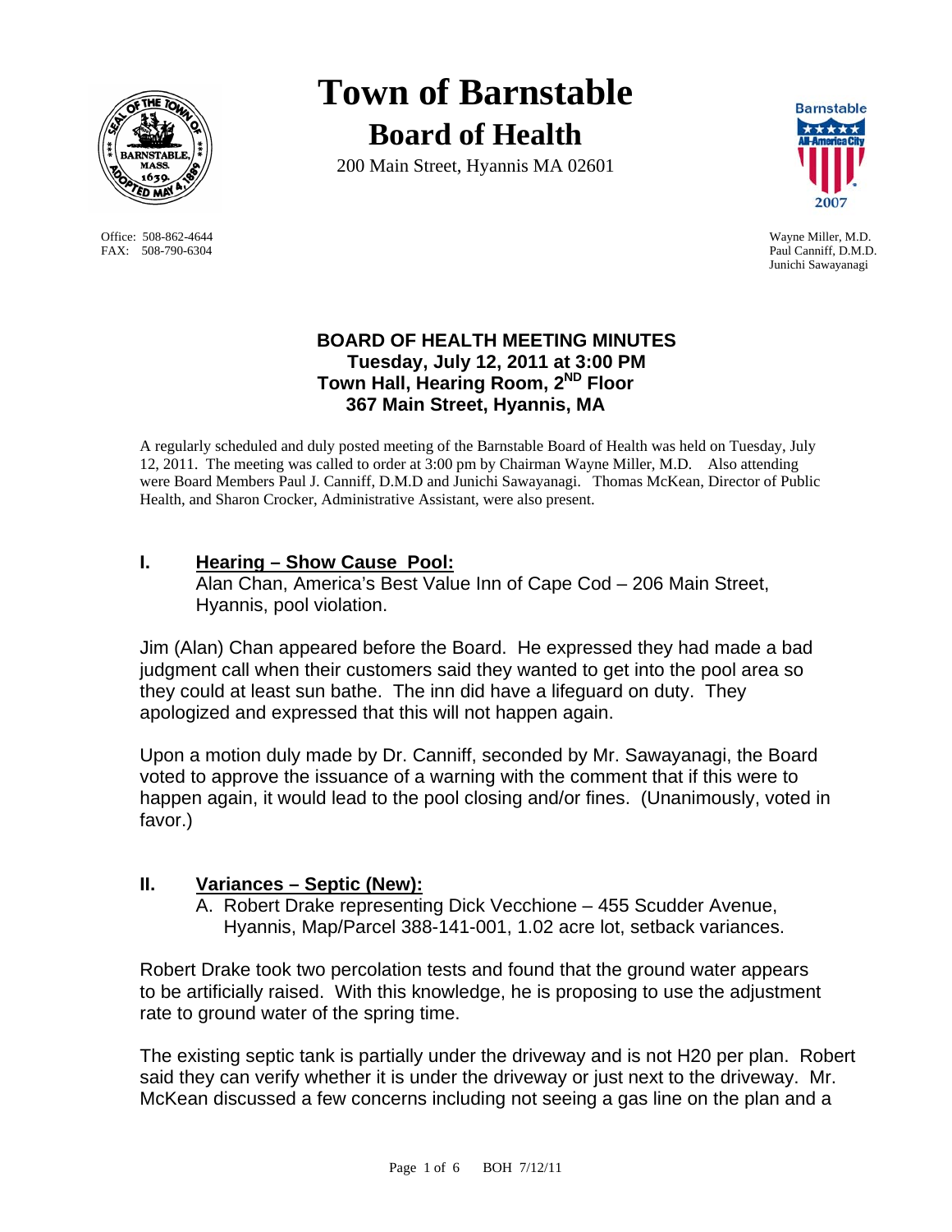# Town of Barnstable

## Board of Health

200 Main Street, Hyannis MA 02601

Office: 508-862-4644
FAX: 508-790-6304

Wayne Miller, M.D.
Paul Canniff, D.M.D.
Junichi Sawayanagi

### BOARD OF HEALTH MEETING MINUTES
**Tuesday, July 12, 2011 at 3:00 PM**
**Town Hall, Hearing Room, 2ND Floor**
**367 Main Street, Hyannis, MA**

A regularly scheduled and duly posted meeting of the Barnstable Board of Health was held on Tuesday, July 12, 2011. The meeting was called to order at 3:00 pm by Chairman Wayne Miller, M.D. Also attending were Board Members Paul J. Canniff, D.M.D and Junichi Sawayanagi. Thomas McKean, Director of Public Health, and Sharon Crocker, Administrative Assistant, were also present.

## I. Hearing – Show Cause Pool:

Alan Chan, America's Best Value Inn of Cape Cod – 206 Main Street, Hyannis, pool violation.

Jim (Alan) Chan appeared before the Board. He expressed they had made a bad judgment call when their customers said they wanted to get into the pool area so they could at least sun bathe. The inn did have a lifeguard on duty. They apologized and expressed that this will not happen again.

Upon a motion duly made by Dr. Canniff, seconded by Mr. Sawayanagi, the Board voted to approve the issuance of a warning with the comment that if this were to happen again, it would lead to the pool closing and/or fines. (Unanimously, voted in favor.)

## II. Variances – Septic (New):

A. Robert Drake representing Dick Vecchione – 455 Scudder Avenue, Hyannis, Map/Parcel 388-141-001, 1.02 acre lot, setback variances.

Robert Drake took two percolation tests and found that the ground water appears to be artificially raised. With this knowledge, he is proposing to use the adjustment rate to ground water of the spring time.

The existing septic tank is partially under the driveway and is not H20 per plan. Robert said they can verify whether it is under the driveway or just next to the driveway. Mr. McKean discussed a few concerns including not seeing a gas line on the plan and a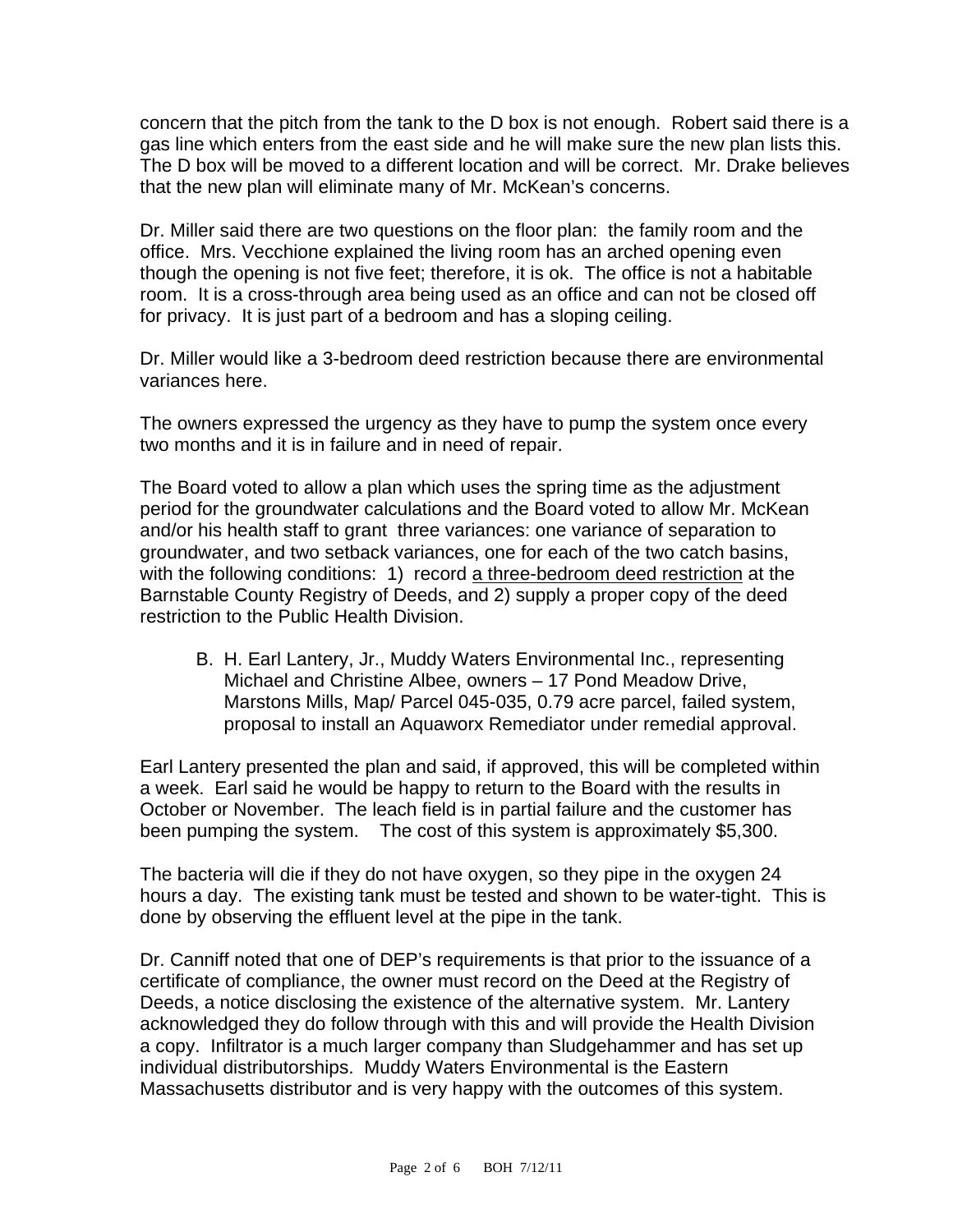concern that the pitch from the tank to the D box is not enough. Robert said there is a gas line which enters from the east side and he will make sure the new plan lists this. The D box will be moved to a different location and will be correct. Mr. Drake believes that the new plan will eliminate many of Mr. McKean's concerns.

Dr. Miller said there are two questions on the floor plan: the family room and the office. Mrs. Vecchione explained the living room has an arched opening even though the opening is not five feet; therefore, it is ok. The office is not a habitable room. It is a cross-through area being used as an office and can not be closed off for privacy. It is just part of a bedroom and has a sloping ceiling.

Dr. Miller would like a 3-bedroom deed restriction because there are environmental variances here.

The owners expressed the urgency as they have to pump the system once every two months and it is in failure and in need of repair.

The Board voted to allow a plan which uses the spring time as the adjustment period for the groundwater calculations and the Board voted to allow Mr. McKean and/or his health staff to grant three variances: one variance of separation to groundwater, and two setback variances, one for each of the two catch basins, with the following conditions: 1) record <u>a three-bedroom deed restriction</u> at the Barnstable County Registry of Deeds, and 2) supply a proper copy of the deed restriction to the Public Health Division.

B. H. Earl Lantery, Jr., Muddy Waters Environmental Inc., representing Michael and Christine Albee, owners – 17 Pond Meadow Drive, Marstons Mills, Map/ Parcel 045-035, 0.79 acre parcel, failed system, proposal to install an Aquaworx Remediator under remedial approval.

Earl Lantery presented the plan and said, if approved, this will be completed within a week. Earl said he would be happy to return to the Board with the results in October or November. The leach field is in partial failure and the customer has been pumping the system. The cost of this system is approximately $5,300.

The bacteria will die if they do not have oxygen, so they pipe in the oxygen 24 hours a day. The existing tank must be tested and shown to be water-tight. This is done by observing the effluent level at the pipe in the tank.

Dr. Canniff noted that one of DEP's requirements is that prior to the issuance of a certificate of compliance, the owner must record on the Deed at the Registry of Deeds, a notice disclosing the existence of the alternative system. Mr. Lantery acknowledged they do follow through with this and will provide the Health Division a copy. Infiltrator is a much larger company than Sludgehammer and has set up individual distributorships. Muddy Waters Environmental is the Eastern Massachusetts distributor and is very happy with the outcomes of this system.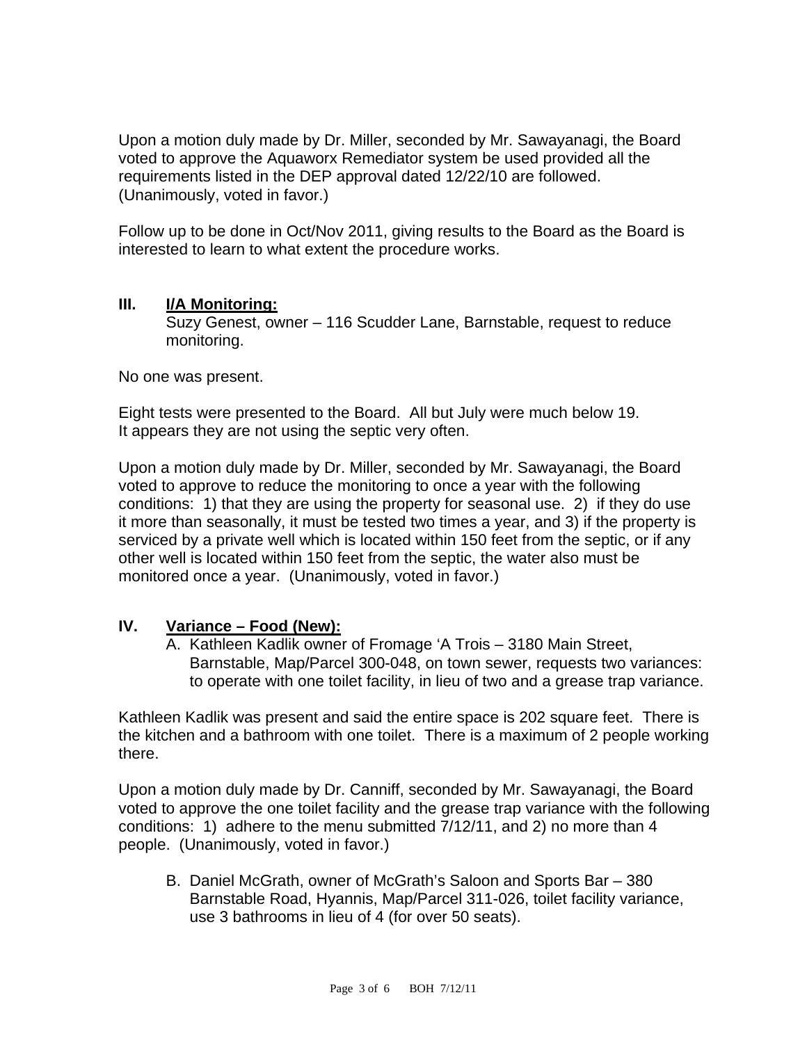Upon a motion duly made by Dr. Miller, seconded by Mr. Sawayanagi, the Board voted to approve the Aquaworx Remediator system be used provided all the requirements listed in the DEP approval dated 12/22/10 are followed. (Unanimously, voted in favor.)

Follow up to be done in Oct/Nov 2011, giving results to the Board as the Board is interested to learn to what extent the procedure works.

## III. I/A Monitoring:

Suzy Genest, owner – 116 Scudder Lane, Barnstable, request to reduce monitoring.

No one was present.

Eight tests were presented to the Board. All but July were much below 19. It appears they are not using the septic very often.

Upon a motion duly made by Dr. Miller, seconded by Mr. Sawayanagi, the Board voted to approve to reduce the monitoring to once a year with the following conditions: 1) that they are using the property for seasonal use. 2) if they do use it more than seasonally, it must be tested two times a year, and 3) if the property is serviced by a private well which is located within 150 feet from the septic, or if any other well is located within 150 feet from the septic, the water also must be monitored once a year. (Unanimously, voted in favor.)

## IV. Variance – Food (New):

A. Kathleen Kadlik owner of Fromage 'A Trois – 3180 Main Street, Barnstable, Map/Parcel 300-048, on town sewer, requests two variances: to operate with one toilet facility, in lieu of two and a grease trap variance.

Kathleen Kadlik was present and said the entire space is 202 square feet. There is the kitchen and a bathroom with one toilet. There is a maximum of 2 people working there.

Upon a motion duly made by Dr. Canniff, seconded by Mr. Sawayanagi, the Board voted to approve the one toilet facility and the grease trap variance with the following conditions: 1) adhere to the menu submitted 7/12/11, and 2) no more than 4 people. (Unanimously, voted in favor.)

B. Daniel McGrath, owner of McGrath's Saloon and Sports Bar – 380 Barnstable Road, Hyannis, Map/Parcel 311-026, toilet facility variance, use 3 bathrooms in lieu of 4 (for over 50 seats).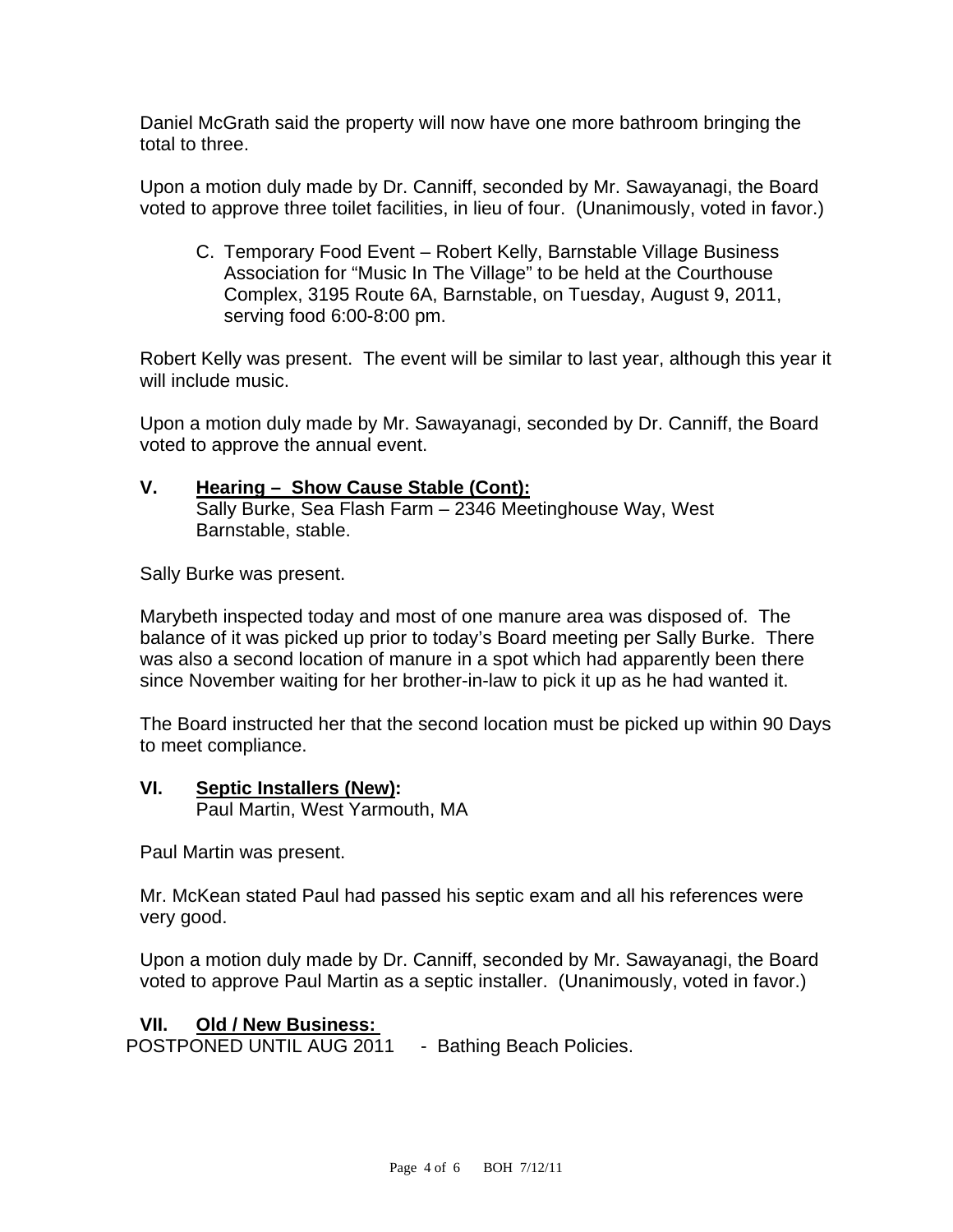Daniel McGrath said the property will now have one more bathroom bringing the total to three.

Upon a motion duly made by Dr. Canniff, seconded by Mr. Sawayanagi, the Board voted to approve three toilet facilities, in lieu of four. (Unanimously, voted in favor.)

C. Temporary Food Event – Robert Kelly, Barnstable Village Business Association for "Music In The Village" to be held at the Courthouse Complex, 3195 Route 6A, Barnstable, on Tuesday, August 9, 2011, serving food 6:00-8:00 pm.

Robert Kelly was present. The event will be similar to last year, although this year it will include music.

Upon a motion duly made by Mr. Sawayanagi, seconded by Dr. Canniff, the Board voted to approve the annual event.

## V. Hearing – Show Cause Stable (Cont):

Sally Burke, Sea Flash Farm – 2346 Meetinghouse Way, West Barnstable, stable.

Sally Burke was present.

Marybeth inspected today and most of one manure area was disposed of. The balance of it was picked up prior to today's Board meeting per Sally Burke. There was also a second location of manure in a spot which had apparently been there since November waiting for her brother-in-law to pick it up as he had wanted it.

The Board instructed her that the second location must be picked up within 90 Days to meet compliance.

## VI. Septic Installers (New):

Paul Martin, West Yarmouth, MA

Paul Martin was present.

Mr. McKean stated Paul had passed his septic exam and all his references were very good.

Upon a motion duly made by Dr. Canniff, seconded by Mr. Sawayanagi, the Board voted to approve Paul Martin as a septic installer. (Unanimously, voted in favor.)

## VII. Old / New Business:

POSTPONED UNTIL AUG 2011 - Bathing Beach Policies.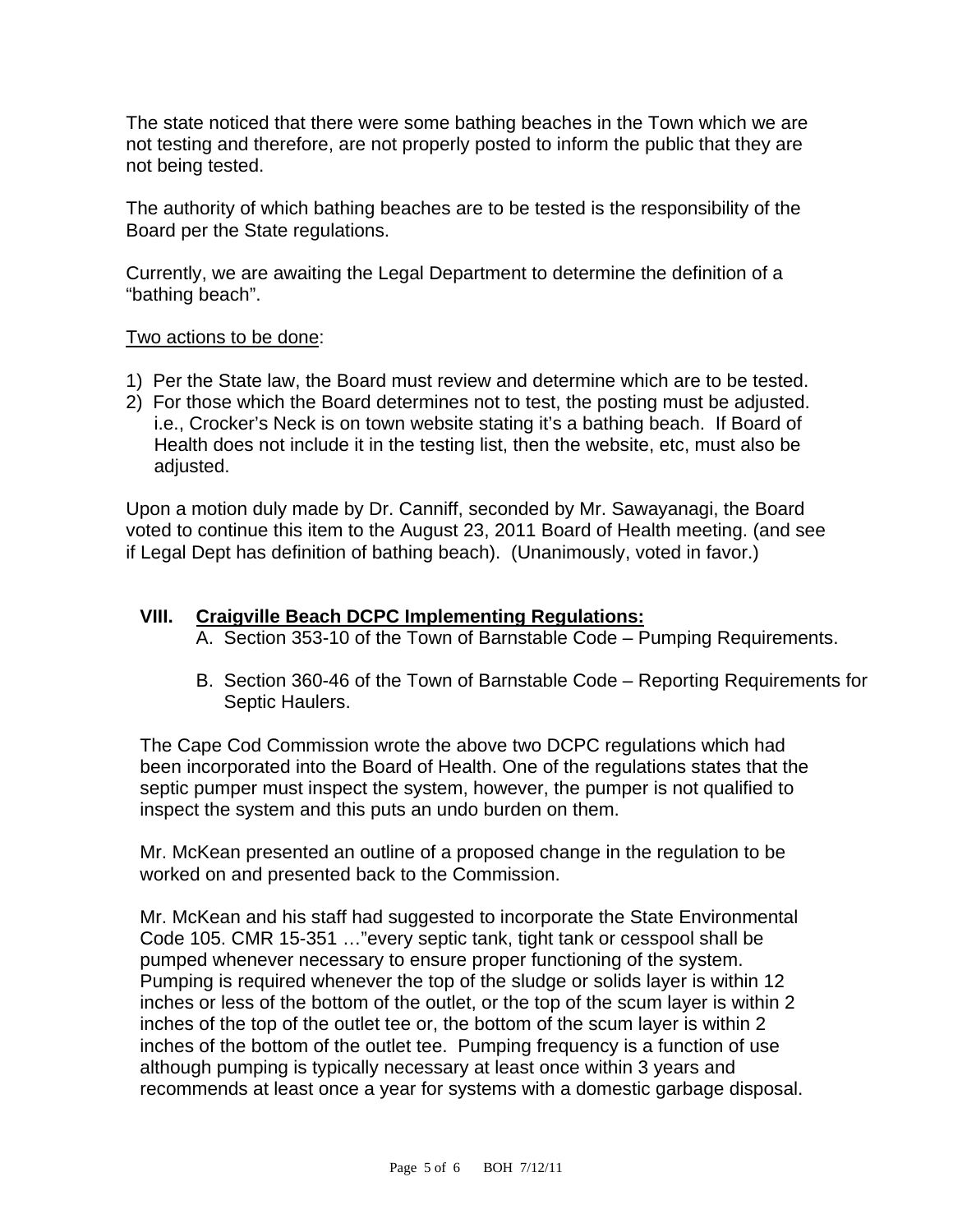The state noticed that there were some bathing beaches in the Town which we are not testing and therefore, are not properly posted to inform the public that they are not being tested.

The authority of which bathing beaches are to be tested is the responsibility of the Board per the State regulations.

Currently, we are awaiting the Legal Department to determine the definition of a "bathing beach".

Two actions to be done:

1) Per the State law, the Board must review and determine which are to be tested.
2) For those which the Board determines not to test, the posting must be adjusted. i.e., Crocker's Neck is on town website stating it's a bathing beach. If Board of Health does not include it in the testing list, then the website, etc, must also be adjusted.

Upon a motion duly made by Dr. Canniff, seconded by Mr. Sawayanagi, the Board voted to continue this item to the August 23, 2011 Board of Health meeting. (and see if Legal Dept has definition of bathing beach). (Unanimously, voted in favor.)

## VIII. Craigville Beach DCPC Implementing Regulations:

A. Section 353-10 of the Town of Barnstable Code – Pumping Requirements.

B. Section 360-46 of the Town of Barnstable Code – Reporting Requirements for Septic Haulers.

The Cape Cod Commission wrote the above two DCPC regulations which had been incorporated into the Board of Health. One of the regulations states that the septic pumper must inspect the system, however, the pumper is not qualified to inspect the system and this puts an undo burden on them.

Mr. McKean presented an outline of a proposed change in the regulation to be worked on and presented back to the Commission.

Mr. McKean and his staff had suggested to incorporate the State Environmental Code 105. CMR 15-351 …"every septic tank, tight tank or cesspool shall be pumped whenever necessary to ensure proper functioning of the system. Pumping is required whenever the top of the sludge or solids layer is within 12 inches or less of the bottom of the outlet, or the top of the scum layer is within 2 inches of the top of the outlet tee or, the bottom of the scum layer is within 2 inches of the bottom of the outlet tee. Pumping frequency is a function of use although pumping is typically necessary at least once within 3 years and recommends at least once a year for systems with a domestic garbage disposal.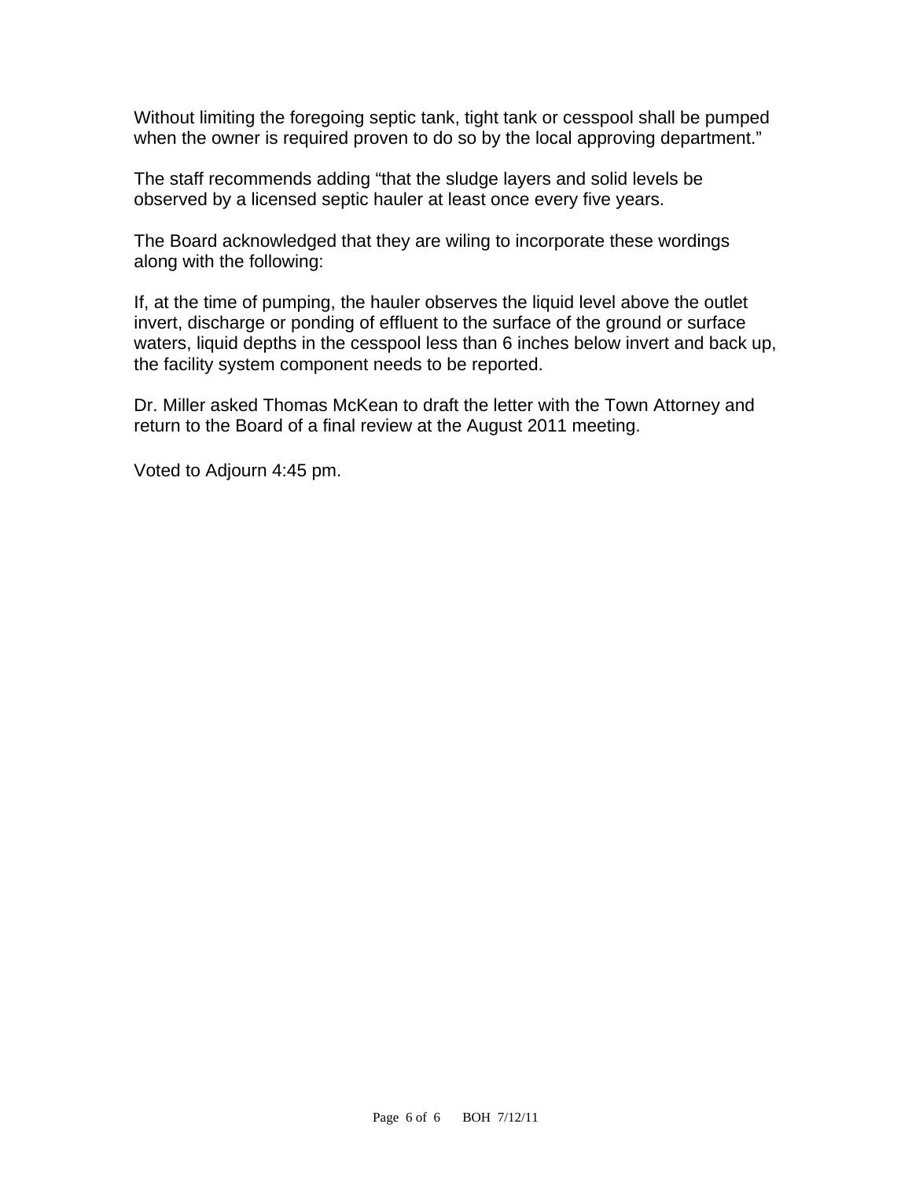Without limiting the foregoing septic tank, tight tank or cesspool shall be pumped when the owner is required proven to do so by the local approving department."

The staff recommends adding "that the sludge layers and solid levels be observed by a licensed septic hauler at least once every five years.

The Board acknowledged that they are wiling to incorporate these wordings along with the following:

If, at the time of pumping, the hauler observes the liquid level above the outlet invert, discharge or ponding of effluent to the surface of the ground or surface waters, liquid depths in the cesspool less than 6 inches below invert and back up, the facility system component needs to be reported.

Dr. Miller asked Thomas McKean to draft the letter with the Town Attorney and return to the Board of a final review at the August 2011 meeting.

Voted to Adjourn 4:45 pm.